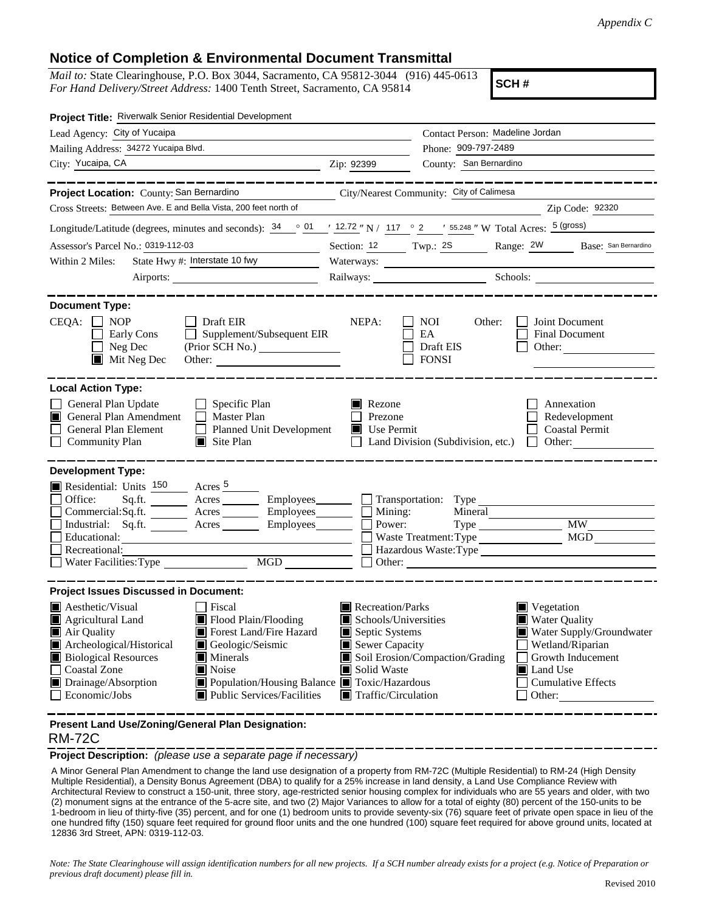*Appendix C*

## Notice of Completion & Environmental Document Transmittal

*Mail to:* State Clearinghouse, P.O. Box 3044, Sacramento, CA 95812-3044 (916) 445-0613
*For Hand Delivery/Street Address:* 1400 Tenth Street, Sacramento, CA 95814

**SCH #**

**Project Title:** Riverwalk Senior Residential Development

Lead Agency: City of Yucaipa
Contact Person: Madeline Jordan
Mailing Address: 34272 Yucaipa Blvd.
Phone: 909-797-2489
City: Yucaipa, CA Zip: 92399
County: San Bernardino

---

**Project Location:** County: San Bernardino City/Nearest Community: City of Calimesa
Cross Streets: Between Ave. E and Bella Vista, 200 feet north of Zip Code: 92320
Longitude/Latitude (degrees, minutes and seconds): 34 ° 01 ′ 12.72 ″ N / 117 ° 2 ′ 55.248 ″ W Total Acres: 5 (gross)
Assessor's Parcel No.: 0319-112-03 Section: 12 Twp.: 2S Range: 2W Base: San Bernardino
Within 2 Miles: State Hwy #: Interstate 10 fwy Waterways:
Airports: Railways: Schools:

---

**Document Type:**

CEQA: ☐ NOP ☐ Early Cons ☐ Neg Dec ☒ Mit Neg Dec ☐ Draft EIR ☐ Supplement/Subsequent EIR (Prior SCH No.) Other:

NEPA: ☐ NOI ☐ EA ☐ Draft EIS ☐ FONSI

Other: ☐ Joint Document ☐ Final Document ☐ Other:

---

**Local Action Type:**

- ☐ General Plan Update
- ☒ General Plan Amendment
- ☐ General Plan Element
- ☐ Community Plan
- ☐ Specific Plan
- ☐ Master Plan
- ☐ Planned Unit Development
- ☒ Site Plan
- ☒ Rezone
- ☐ Prezone
- ☒ Use Permit
- ☐ Land Division (Subdivision, etc.)
- ☐ Annexation
- ☐ Redevelopment
- ☐ Coastal Permit
- ☐ Other:

---

**Development Type:**

- ☒ Residential: Units 150 Acres 5
- ☐ Office: Sq.ft. Acres Employees
- ☐ Commercial: Sq.ft. Acres Employees
- ☐ Industrial: Sq.ft. Acres Employees
- ☐ Educational:
- ☐ Recreational:
- ☐ Water Facilities: Type MGD
- ☐ Transportation: Type
- ☐ Mining: Mineral
- ☐ Power: Type MW
- ☐ Waste Treatment: Type MGD
- ☐ Hazardous Waste: Type
- ☐ Other:

---

**Project Issues Discussed in Document:**

- ☒ Aesthetic/Visual
- ☒ Agricultural Land
- ☒ Air Quality
- ☒ Archeological/Historical
- ☒ Biological Resources
- ☐ Coastal Zone
- ☒ Drainage/Absorption
- ☐ Economic/Jobs
- ☐ Fiscal
- ☒ Flood Plain/Flooding
- ☒ Forest Land/Fire Hazard
- ☒ Geologic/Seismic
- ☒ Minerals
- ☒ Noise
- ☒ Population/Housing Balance
- ☒ Public Services/Facilities
- ☒ Recreation/Parks
- ☒ Schools/Universities
- ☒ Septic Systems
- ☒ Sewer Capacity
- ☒ Soil Erosion/Compaction/Grading
- ☒ Solid Waste
- ☒ Toxic/Hazardous
- ☒ Traffic/Circulation
- ☒ Vegetation
- ☒ Water Quality
- ☒ Water Supply/Groundwater
- ☐ Wetland/Riparian
- ☐ Growth Inducement
- ☒ Land Use
- ☐ Cumulative Effects
- ☐ Other:

---

**Present Land Use/Zoning/General Plan Designation:**

RM-72C

**Project Description:** *(please use a separate page if necessary)*

A Minor General Plan Amendment to change the land use designation of a property from RM-72C (Multiple Residential) to RM-24 (High Density Multiple Residential), a Density Bonus Agreement (DBA) to qualify for a 25% increase in land density, a Land Use Compliance Review with Architectural Review to construct a 150-unit, three story, age-restricted senior housing complex for individuals who are 55 years and older, with two (2) monument signs at the entrance of the 5-acre site, and two (2) Major Variances to allow for a total of eighty (80) percent of the 150-units to be 1-bedroom in lieu of thirty-five (35) percent, and for one (1) bedroom units to provide seventy-six (76) square feet of private open space in lieu of the one hundred fifty (150) square feet required for ground floor units and the one hundred (100) square feet required for above ground units, located at 12836 3rd Street, APN: 0319-112-03.

*Note: The State Clearinghouse will assign identification numbers for all new projects. If a SCH number already exists for a project (e.g. Notice of Preparation or previous draft document) please fill in.*

Revised 2010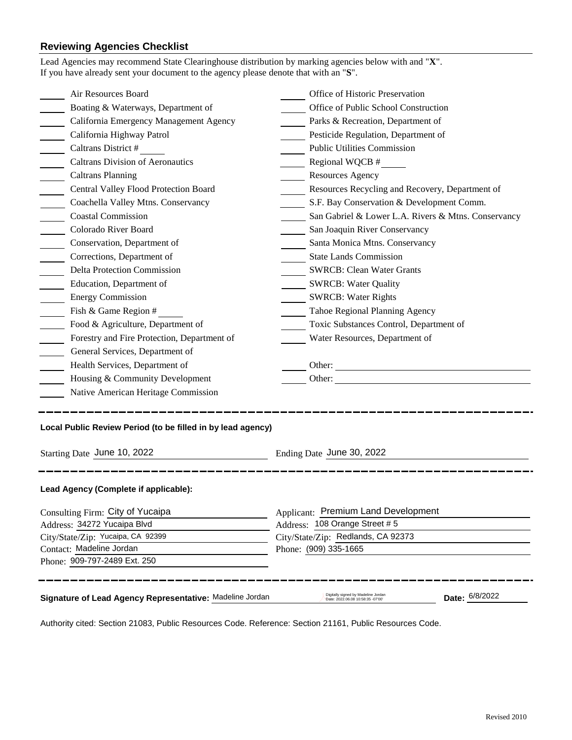## Reviewing Agencies Checklist

Lead Agencies may recommend State Clearinghouse distribution by marking agencies below with and "**X**".
If you have already sent your document to the agency please denote that with an "**S**".

_____ Air Resources Board
_____ Boating & Waterways, Department of
_____ California Emergency Management Agency
_____ California Highway Patrol
_____ Caltrans District # _____
_____ Caltrans Division of Aeronautics
_____ Caltrans Planning
_____ Central Valley Flood Protection Board
_____ Coachella Valley Mtns. Conservancy
_____ Coastal Commission
_____ Colorado River Board
_____ Conservation, Department of
_____ Corrections, Department of
_____ Delta Protection Commission
_____ Education, Department of
_____ Energy Commission
_____ Fish & Game Region # _____
_____ Food & Agriculture, Department of
_____ Forestry and Fire Protection, Department of
_____ General Services, Department of
_____ Health Services, Department of
_____ Housing & Community Development
_____ Native American Heritage Commission
_____ Office of Historic Preservation
_____ Office of Public School Construction
_____ Parks & Recreation, Department of
_____ Pesticide Regulation, Department of
_____ Public Utilities Commission
_____ Regional WQCB # _____
_____ Resources Agency
_____ Resources Recycling and Recovery, Department of
_____ S.F. Bay Conservation & Development Comm.
_____ San Gabriel & Lower L.A. Rivers & Mtns. Conservancy
_____ San Joaquin River Conservancy
_____ Santa Monica Mtns. Conservancy
_____ State Lands Commission
_____ SWRCB: Clean Water Grants
_____ SWRCB: Water Quality
_____ SWRCB: Water Rights
_____ Tahoe Regional Planning Agency
_____ Toxic Substances Control, Department of
_____ Water Resources, Department of
_____ Other: _____
_____ Other: _____

---

**Local Public Review Period (to be filled in by lead agency)**

Starting Date June 10, 2022 Ending Date June 30, 2022

---

**Lead Agency (Complete if applicable):**

Consulting Firm: City of Yucaipa
Address: 34272 Yucaipa Blvd
City/State/Zip: Yucaipa, CA 92399
Contact: Madeline Jordan
Phone: 909-797-2489 Ext. 250

Applicant: Premium Land Development
Address: 108 Orange Street # 5
City/State/Zip: Redlands, CA 92373
Phone: (909) 335-1665

---

**Signature of Lead Agency Representative:** Madeline Jordan Digitally signed by Madeline Jordan Date: 2022.06.08 10:58:35 -07'00' **Date:** 6/8/2022

Authority cited: Section 21083, Public Resources Code. Reference: Section 21161, Public Resources Code.

Revised 2010